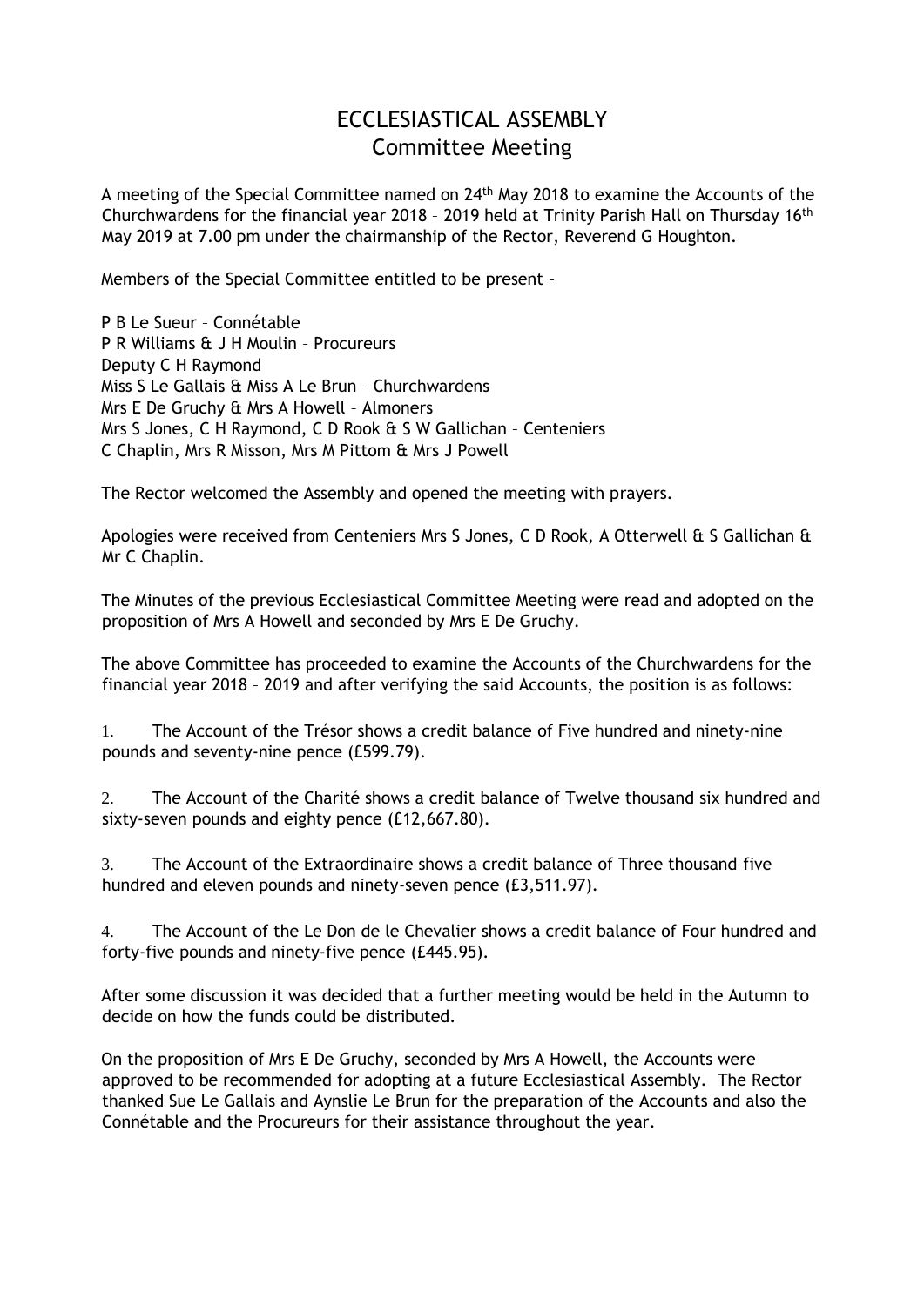# ECCLESIASTICAL ASSEMBLY
## Committee Meeting

A meeting of the Special Committee named on 24th May 2018 to examine the Accounts of the Churchwardens for the financial year 2018 – 2019 held at Trinity Parish Hall on Thursday 16th May 2019 at 7.00 pm under the chairmanship of the Rector, Reverend G Houghton.

Members of the Special Committee entitled to be present –

P B Le Sueur – Connétable
P R Williams & J H Moulin – Procureurs
Deputy C H Raymond
Miss S Le Gallais & Miss A Le Brun – Churchwardens
Mrs E De Gruchy & Mrs A Howell – Almoners
Mrs S Jones, C H Raymond, C D Rook & S W Gallichan – Centeniers
C Chaplin, Mrs R Misson, Mrs M Pittom & Mrs J Powell

The Rector welcomed the Assembly and opened the meeting with prayers.

Apologies were received from Centeniers Mrs S Jones, C D Rook, A Otterwell & S Gallichan & Mr C Chaplin.

The Minutes of the previous Ecclesiastical Committee Meeting were read and adopted on the proposition of Mrs A Howell and seconded by Mrs E De Gruchy.

The above Committee has proceeded to examine the Accounts of the Churchwardens for the financial year 2018 – 2019 and after verifying the said Accounts, the position is as follows:

1. The Account of the Trésor shows a credit balance of Five hundred and ninety-nine pounds and seventy-nine pence (£599.79).

2. The Account of the Charité shows a credit balance of Twelve thousand six hundred and sixty-seven pounds and eighty pence (£12,667.80).

3. The Account of the Extraordinaire shows a credit balance of Three thousand five hundred and eleven pounds and ninety-seven pence (£3,511.97).

4. The Account of the Le Don de le Chevalier shows a credit balance of Four hundred and forty-five pounds and ninety-five pence (£445.95).

After some discussion it was decided that a further meeting would be held in the Autumn to decide on how the funds could be distributed.

On the proposition of Mrs E De Gruchy, seconded by Mrs A Howell, the Accounts were approved to be recommended for adopting at a future Ecclesiastical Assembly. The Rector thanked Sue Le Gallais and Aynslie Le Brun for the preparation of the Accounts and also the Connétable and the Procureurs for their assistance throughout the year.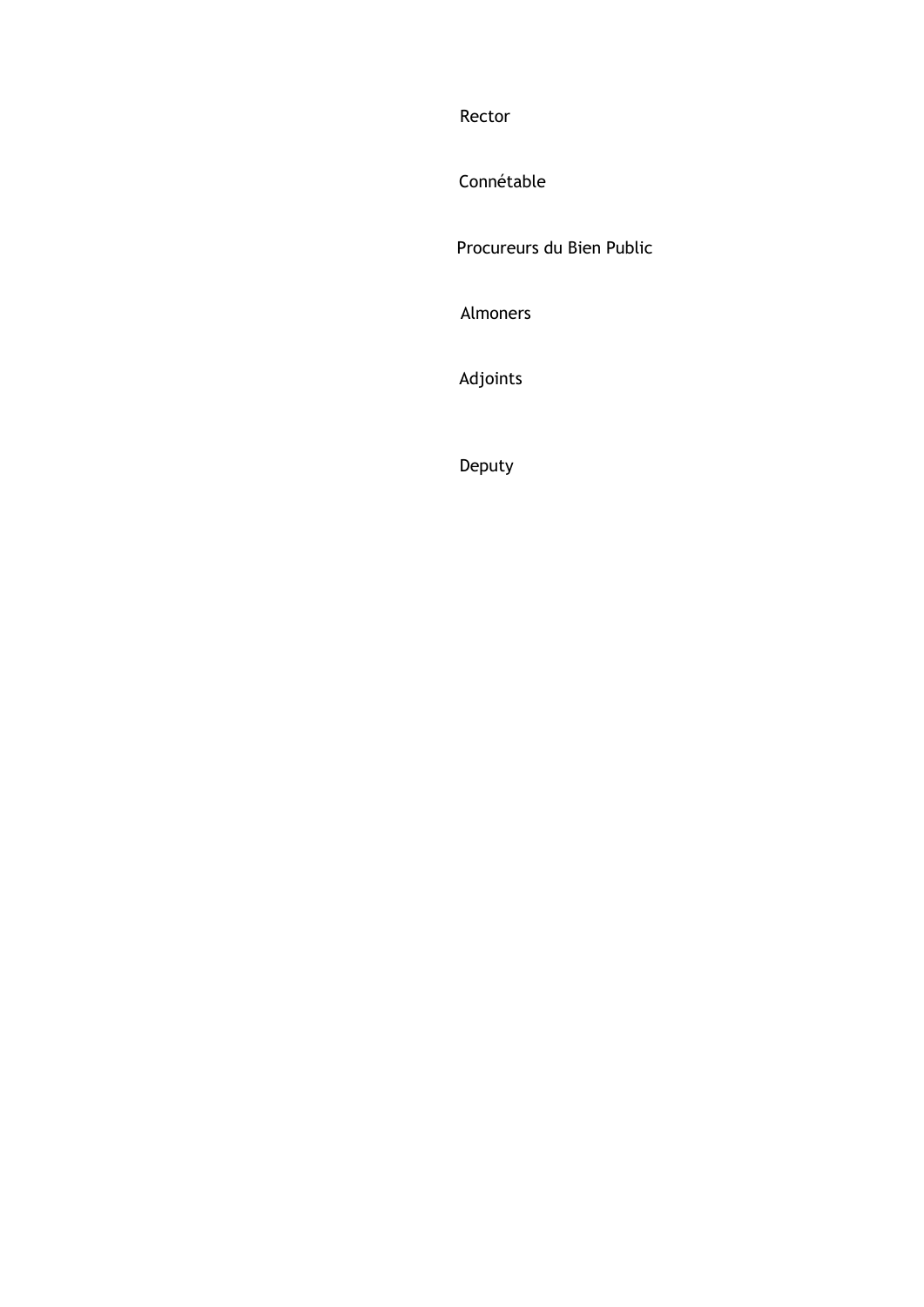Rector

Connétable

Procureurs du Bien Public

Almoners

Adjoints

Deputy